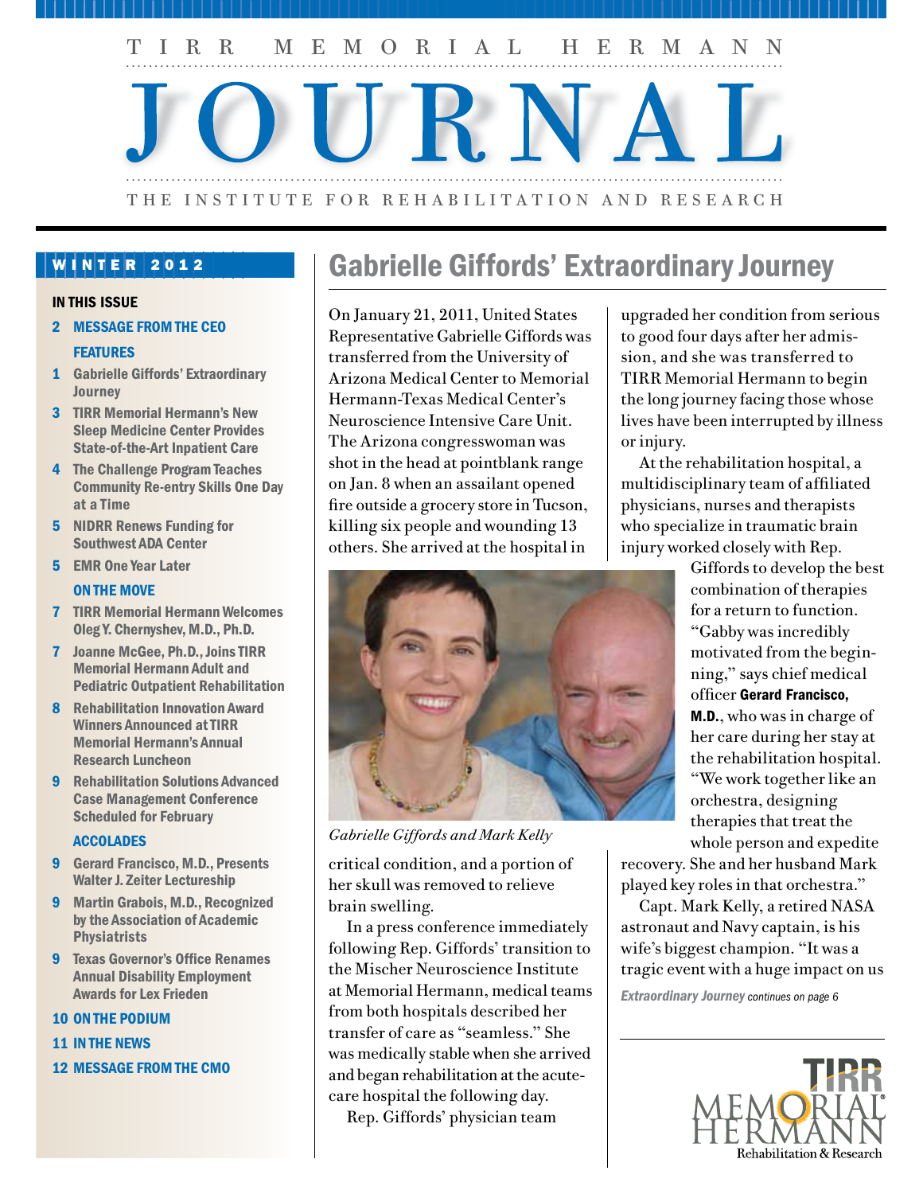# TIRR MEMORIAL HERMANN JOURNAL

THE INSTITUTE FOR REHABILITATION AND RESEARCH

WINTER 2012

**IN THIS ISSUE**

**2 MESSAGE FROM THE CEO**

**FEATURES**

- **1** Gabrielle Giffords' Extraordinary Journey
- **3** TIRR Memorial Hermann's New Sleep Medicine Center Provides State-of-the-Art Inpatient Care
- **4** The Challenge Program Teaches Community Re-entry Skills One Day at a Time
- **5** NIDRR Renews Funding for Southwest ADA Center
- **5** EMR One Year Later

**ON THE MOVE**

- **7** TIRR Memorial Hermann Welcomes Oleg Y. Chernyshev, M.D., Ph.D.
- **7** Joanne McGee, Ph.D., Joins TIRR Memorial Hermann Adult and Pediatric Outpatient Rehabilitation
- **8** Rehabilitation Innovation Award Winners Announced at TIRR Memorial Hermann's Annual Research Luncheon
- **9** Rehabilitation Solutions Advanced Case Management Conference Scheduled for February

**ACCOLADES**

- **9** Gerard Francisco, M.D., Presents Walter J. Zeiter Lectureship
- **9** Martin Grabois, M.D., Recognized by the Association of Academic Physiatrists
- **9** Texas Governor's Office Renames Annual Disability Employment Awards for Lex Frieden

**10 ON THE PODIUM**

**11 IN THE NEWS**

**12 MESSAGE FROM THE CMO**

## Gabrielle Giffords' Extraordinary Journey

On January 21, 2011, United States Representative Gabrielle Giffords was transferred from the University of Arizona Medical Center to Memorial Hermann-Texas Medical Center's Neuroscience Intensive Care Unit. The Arizona congresswoman was shot in the head at pointblank range on Jan. 8 when an assailant opened fire outside a grocery store in Tucson, killing six people and wounding 13 others. She arrived at the hospital in critical condition, and a portion of her skull was removed to relieve brain swelling.

In a press conference immediately following Rep. Giffords' transition to the Mischer Neuroscience Institute at Memorial Hermann, medical teams from both hospitals described her transfer of care as "seamless." She was medically stable when she arrived and began rehabilitation at the acute-care hospital the following day.

Rep. Giffords' physician team upgraded her condition from serious to good four days after her admission, and she was transferred to TIRR Memorial Hermann to begin the long journey facing those whose lives have been interrupted by illness or injury.

At the rehabilitation hospital, a multidisciplinary team of affiliated physicians, nurses and therapists who specialize in traumatic brain injury worked closely with Rep. Giffords to develop the best combination of therapies for a return to function. "Gabby was incredibly motivated from the beginning," says chief medical officer **Gerard Francisco, M.D.**, who was in charge of her care during her stay at the rehabilitation hospital. "We work together like an orchestra, designing therapies that treat the whole person and expedite recovery. She and her husband Mark played key roles in that orchestra."

*Gabrielle Giffords and Mark Kelly*

Capt. Mark Kelly, a retired NASA astronaut and Navy captain, is his wife's biggest champion. "It was a tragic event with a huge impact on us

***Extraordinary Journey** continues on page 6*

TIRR MEMORIAL HERMANN Rehabilitation & Research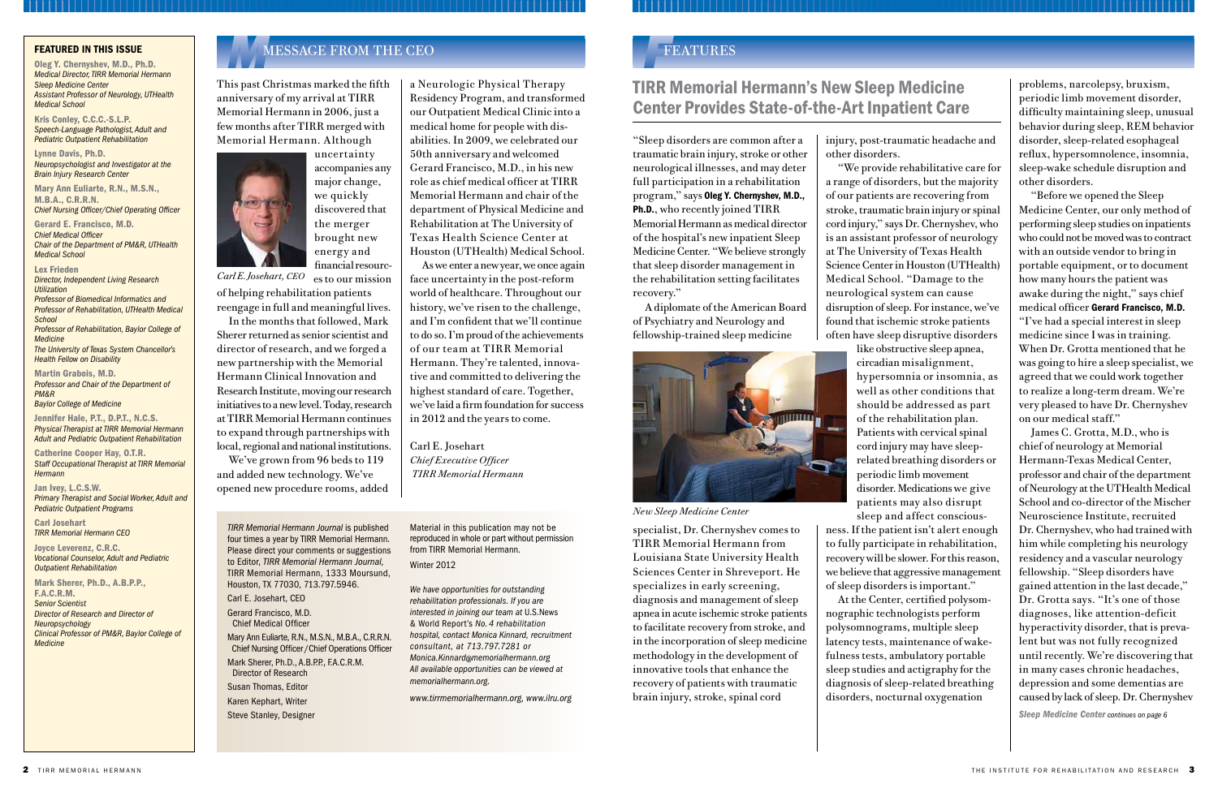## FEATURED IN THIS ISSUE

**Oleg Y. Chernyshev, M.D., Ph.D.**
*Medical Director, TIRR Memorial Hermann Sleep Medicine Center*
*Assistant Professor of Neurology, UTHealth Medical School*

**Kris Conley, C.C.C.-S.L.P.**
*Speech-Language Pathologist, Adult and Pediatric Outpatient Rehabilitation*

**Lynne Davis, Ph.D.**
*Neuropsychologist and Investigator at the Brain Injury Research Center*

**Mary Ann Euliarte, R.N., M.S.N., M.B.A., C.R.R.N.**
*Chief Nursing Officer/Chief Operating Officer*

**Gerard E. Francisco, M.D.**
*Chief Medical Officer*
*Chair of the Department of PM&R, UTHealth Medical School*

**Lex Frieden**
*Director, Independent Living Research Utilization*
*Professor of Biomedical Informatics and Professor of Rehabilitation, UTHealth Medical School*
*Professor of Rehabilitation, Baylor College of Medicine*
*The University of Texas System Chancellor's Health Fellow on Disability*

**Martin Grabois, M.D.**
*Professor and Chair of the Department of PM&R*
*Baylor College of Medicine*

**Jennifer Hale, P.T., D.P.T., N.C.S.**
*Physical Therapist at TIRR Memorial Hermann Adult and Pediatric Outpatient Rehabilitation*

**Catherine Cooper Hay, O.T.R.**
*Staff Occupational Therapist at TIRR Memorial Hermann*

**Jan Ivey, L.C.S.W.**
*Primary Therapist and Social Worker, Adult and Pediatric Outpatient Programs*

**Carl Josehart**
*TIRR Memorial Hermann CEO*

**Joyce Leverenz, C.R.C.**
*Vocational Counselor, Adult and Pediatric Outpatient Rehabilitation*

**Mark Sherer, Ph.D., A.B.P.P., F.A.C.R.M.**
*Senior Scientist*
*Director of Research and Director of Neuropsychology*
*Clinical Professor of PM&R, Baylor College of Medicine*

## MESSAGE FROM THE CEO

This past Christmas marked the fifth anniversary of my arrival at TIRR Memorial Hermann in 2006, just a few months after TIRR merged with Memorial Hermann. Although uncertainty accompanies any major change, we quickly discovered that the merger brought new energy and financial resources to our mission of helping rehabilitation patients reengage in full and meaningful lives.

*Carl E. Josehart, CEO*

In the months that followed, Mark Sherer returned as senior scientist and director of research, and we forged a new partnership with the Memorial Hermann Clinical Innovation and Research Institute, moving our research initiatives to a new level. Today, research at TIRR Memorial Hermann continues to expand through partnerships with local, regional and national institutions.

We've grown from 96 beds to 119 and added new technology. We've opened new procedure rooms, added a Neurologic Physical Therapy Residency Program, and transformed our Outpatient Medical Clinic into a medical home for people with disabilities. In 2009, we celebrated our 50th anniversary and welcomed Gerard Francisco, M.D., in his new role as chief medical officer at TIRR Memorial Hermann and chair of the department of Physical Medicine and Rehabilitation at The University of Texas Health Science Center at Houston (UTHealth) Medical School.

As we enter a new year, we once again face uncertainty in the post-reform world of healthcare. Throughout our history, we've risen to the challenge, and I'm confident that we'll continue to do so. I'm proud of the achievements of our team at TIRR Memorial Hermann. They're talented, innovative and committed to delivering the highest standard of care. Together, we've laid a firm foundation for success in 2012 and the years to come.

Carl E. Josehart
*Chief Executive Officer*
*TIRR Memorial Hermann*

*TIRR Memorial Hermann Journal* is published four times a year by TIRR Memorial Hermann. Please direct your comments or suggestions to Editor, *TIRR Memorial Hermann Journal*, TIRR Memorial Hermann, 1333 Moursund, Houston, TX 77030, 713.797.5946.

Carl E. Josehart, CEO
Gerard Francisco, M.D.
Chief Medical Officer
Mary Ann Euliarte, R.N., M.S.N., M.B.A., C.R.R.N.
Chief Nursing Officer / Chief Operations Officer
Mark Sherer, Ph.D., A.B.P.P., F.A.C.R.M.
Director of Research
Susan Thomas, Editor
Karen Kephart, Writer
Steve Stanley, Designer

Material in this publication may not be reproduced in whole or part without permission from TIRR Memorial Hermann.

Winter 2012

*We have opportunities for outstanding rehabilitation professionals. If you are interested in joining our team at* U.S.News & World Report's *No. 4 rehabilitation hospital, contact Monica Kinnard, recruitment consultant, at 713.797.7281 or Monica.Kinnard@memorialhermann.org*
*All available opportunities can be viewed at memorialhermann.org.*

*www.tirrmemorialhermann.org, www.ilru.org*

## FEATURES

# TIRR Memorial Hermann's New Sleep Medicine Center Provides State-of-the-Art Inpatient Care

"Sleep disorders are common after a traumatic brain injury, stroke or other neurological illnesses, and may deter full participation in a rehabilitation program," says **Oleg Y. Chernyshev, M.D., Ph.D.**, who recently joined TIRR Memorial Hermann as medical director of the hospital's new inpatient Sleep Medicine Center. "We believe strongly that sleep disorder management in the rehabilitation setting facilitates recovery."

A diplomate of the American Board of Psychiatry and Neurology and fellowship-trained sleep medicine specialist, Dr. Chernyshev comes to TIRR Memorial Hermann from Louisiana State University Health Sciences Center in Shreveport. He specializes in early screening, diagnosis and management of sleep apnea in acute ischemic stroke patients to facilitate recovery from stroke, and in the incorporation of sleep medicine methodology in the development of innovative tools that enhance the recovery of patients with traumatic brain injury, stroke, spinal cord injury, post-traumatic headache and other disorders.

*New Sleep Medicine Center*

"We provide rehabilitative care for a range of disorders, but the majority of our patients are recovering from stroke, traumatic brain injury or spinal cord injury," says Dr. Chernyshev, who is an assistant professor of neurology at The University of Texas Health Science Center in Houston (UTHealth) Medical School. "Damage to the neurological system can cause disruption of sleep. For instance, we've found that ischemic stroke patients often have sleep disruptive disorders like obstructive sleep apnea, circadian misalignment, hypersomnia or insomnia, as well as other conditions that should be addressed as part of the rehabilitation plan. Patients with cervical spinal cord injury may have sleep-related breathing disorders or periodic limb movement disorder. Medications we give patients may also disrupt sleep and affect consciousness. If the patient isn't alert enough to fully participate in rehabilitation, recovery will be slower. For this reason, we believe that aggressive management of sleep disorders is important."

At the Center, certified polysomnographic technologists perform polysomnograms, multiple sleep latency tests, maintenance of wakefulness tests, ambulatory portable sleep studies and actigraphy for the diagnosis of sleep-related breathing disorders, nocturnal oxygenation problems, narcolepsy, bruxism, periodic limb movement disorder, difficulty maintaining sleep, unusual behavior during sleep, REM behavior disorder, sleep-related esophageal reflux, hypersomnolence, insomnia, sleep-wake schedule disruption and other disorders.

"Before we opened the Sleep Medicine Center, our only method of performing sleep studies on inpatients who could not be moved was to contract with an outside vendor to bring in portable equipment, or to document how many hours the patient was awake during the night," says chief medical officer **Gerard Francisco, M.D.** "I've had a special interest in sleep medicine since I was in training. When Dr. Grotta mentioned that he was going to hire a sleep specialist, we agreed that we could work together to realize a long-term dream. We're very pleased to have Dr. Chernyshev on our medical staff."

James C. Grotta, M.D., who is chief of neurology at Memorial Hermann-Texas Medical Center, professor and chair of the department of Neurology at the UTHealth Medical School and co-director of the Mischer Neuroscience Institute, recruited Dr. Chernyshev, who had trained with him while completing his neurology residency and a vascular neurology fellowship. "Sleep disorders have gained attention in the last decade," Dr. Grotta says. "It's one of those diagnoses, like attention-deficit hyperactivity disorder, that is prevalent but was not fully recognized until recently. We're discovering that in many cases chronic headaches, depression and some dementias are caused by lack of sleep. Dr. Chernyshev

***Sleep Medicine Center*** *continues on page 6*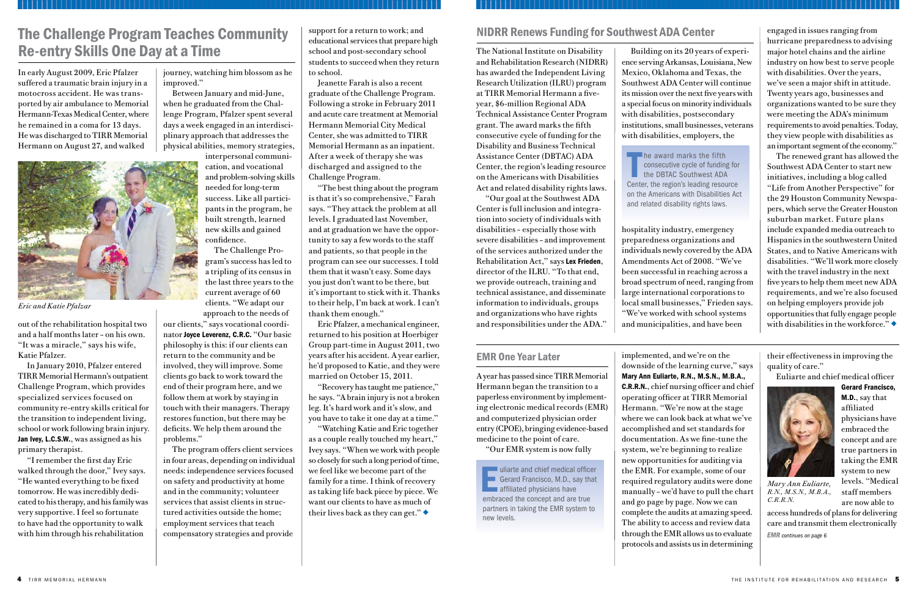## The Challenge Program Teaches Community Re-entry Skills One Day at a Time

In early August 2009, Eric Pfalzer suffered a traumatic brain injury in a motocross accident. He was transported by air ambulance to Memorial Hermann-Texas Medical Center, where he remained in a coma for 13 days. He was discharged to TIRR Memorial Hermann on August 27, and walked out of the rehabilitation hospital two and a half months later – on his own. "It was a miracle," says his wife, Katie Pfalzer.

*Eric and Katie Pfalzar*

In January 2010, Pfalzer entered TIRR Memorial Hermann's outpatient Challenge Program, which provides specialized services focused on community re-entry skills critical for the transition to independent living, school or work following brain injury. **Jan Ivey, L.C.S.W.**, was assigned as his primary therapist.

"I remember the first day Eric walked through the door," Ivey says. "He wanted everything to be fixed tomorrow. He was incredibly dedicated to his therapy, and his family was very supportive. I feel so fortunate to have had the opportunity to walk with him through his rehabilitation journey, watching him blossom as he improved."

Between January and mid-June, when he graduated from the Challenge Program, Pfalzer spent several days a week engaged in an interdisciplinary approach that addresses the physical abilities, memory strategies, interpersonal communication, and vocational and problem-solving skills needed for long-term success. Like all participants in the program, he built strength, learned new skills and gained confidence.

The Challenge Program's success has led to a tripling of its census in the last three years to the current average of 60 clients. "We adapt our approach to the needs of our clients," says vocational coordinator **Joyce Leverenz, C.R.C.** "Our basic philosophy is this: if our clients can return to the community and be involved, they will improve. Some clients go back to work toward the end of their program here, and we follow them at work by staying in touch with their managers. Therapy restores function, but there may be deficits. We help them around the problems."

The program offers client services in four areas, depending on individual needs: independence services focused on safety and productivity at home and in the community; volunteer services that assist clients in structured activities outside the home; employment services that teach compensatory strategies and provide support for a return to work; and educational services that prepare high school and post-secondary school students to succeed when they return to school.

Jeanette Farah is also a recent graduate of the Challenge Program. Following a stroke in February 2011 and acute care treatment at Memorial Hermann Memorial City Medical Center, she was admitted to TIRR Memorial Hermann as an inpatient. After a week of therapy she was discharged and assigned to the Challenge Program.

"The best thing about the program is that it's so comprehensive," Farah says. "They attack the problem at all levels. I graduated last November, and at graduation we have the opportunity to say a few words to the staff and patients, so that people in the program can see our successes. I told them that it wasn't easy. Some days you just don't want to be there, but it's important to stick with it. Thanks to their help, I'm back at work. I can't thank them enough."

Eric Pfalzer, a mechanical engineer, returned to his position at Hoerbiger Group part-time in August 2011, two years after his accident. A year earlier, he'd proposed to Katie, and they were married on October 15, 2011.

"Recovery has taught me patience," he says. "A brain injury is not a broken leg. It's hard work and it's slow, and you have to take it one day at a time."

"Watching Katie and Eric together as a couple really touched my heart," Ivey says. "When we work with people so closely for such a long period of time, we feel like we become part of the family for a time. I think of recovery as taking life back piece by piece. We want our clients to have as much of their lives back as they can get." ◆

## NIDRR Renews Funding for Southwest ADA Center

The National Institute on Disability and Rehabilitation Research (NIDRR) has awarded the Independent Living Research Utilization (ILRU) program at TIRR Memorial Hermann a five-year, $6-million Regional ADA Technical Assistance Center Program grant. The award marks the fifth consecutive cycle of funding for the Disability and Business Technical Assistance Center (DBTAC) ADA Center, the region's leading resource on the Americans with Disabilities Act and related disability rights laws.

"Our goal at the Southwest ADA Center is full inclusion and integration into society of individuals with disabilities – especially those with severe disabilities – and improvement of the services authorized under the Rehabilitation Act," says **Lex Frieden**, director of the ILRU. "To that end, we provide outreach, training and technical assistance, and disseminate information to individuals, groups and organizations who have rights and responsibilities under the ADA."

Building on its 20 years of experience serving Arkansas, Louisiana, New Mexico, Oklahoma and Texas, the Southwest ADA Center will continue its mission over the next five years with a special focus on minority individuals with disabilities, postsecondary institutions, small businesses, veterans with disabilities, employers, the hospitality industry, emergency preparedness organizations and individuals newly covered by the ADA Amendments Act of 2008. "We've been successful in reaching across a broad spectrum of need, ranging from large international corporations to local small businesses," Frieden says. "We've worked with school systems and municipalities, and have been engaged in issues ranging from hurricane preparedness to advising major hotel chains and the airline industry on how best to serve people with disabilities. Over the years, we've seen a major shift in attitude. Twenty years ago, businesses and organizations wanted to be sure they were meeting the ADA's minimum requirements to avoid penalties. Today, they view people with disabilities as an important segment of the economy."

> The award marks the fifth consecutive cycle of funding for the DBTAC Southwest ADA Center, the region's leading resource on the Americans with Disabilities Act and related disability rights laws.

The renewed grant has allowed the Southwest ADA Center to start new initiatives, including a blog called "Life from Another Perspective" for the 29 Houston Community Newspapers, which serve the Greater Houston suburban market. Future plans include expanded media outreach to Hispanics in the southwestern United States, and to Native Americans with disabilities. "We'll work more closely with the travel industry in the next five years to help them meet new ADA requirements, and we're also focused on helping employers provide job opportunities that fully engage people with disabilities in the workforce." ◆

## EMR One Year Later

A year has passed since TIRR Memorial Hermann began the transition to a paperless environment by implementing electronic medical records (EMR) and computerized physician order entry (CPOE), bringing evidence-based medicine to the point of care.

"Our EMR system is now fully implemented, and we're on the downside of the learning curve," says **Mary Ann Euliarte, R.N., M.S.N., M.B.A., C.R.R.N.**, chief nursing officer and chief operating officer at TIRR Memorial Hermann. "We're now at the stage where we can look back at what we've accomplished and set standards for documentation. As we fine-tune the system, we're beginning to realize new opportunities for auditing via the EMR. For example, some of our required regulatory audits were done manually – we'd have to pull the chart and go page by page. Now we can complete the audits at amazing speed. The ability to access and review data through the EMR allows us to evaluate protocols and assists us in determining their effectiveness in improving the quality of care."

> Euliarte and chief medical officer Gerard Francisco, M.D., say that affiliated physicians have embraced the concept and are true partners in taking the EMR system to new levels.

Euliarte and chief medical officer **Gerard Francisco, M.D.**, say that affiliated physicians have embraced the concept and are true partners in taking the EMR system to new levels. "Medical staff members are now able to access hundreds of plans for delivering care and transmit them electronically

*Mary Ann Euliarte, R.N., M.S.N., M.B.A., C.R.R.N.*

*EMR continues on page 6*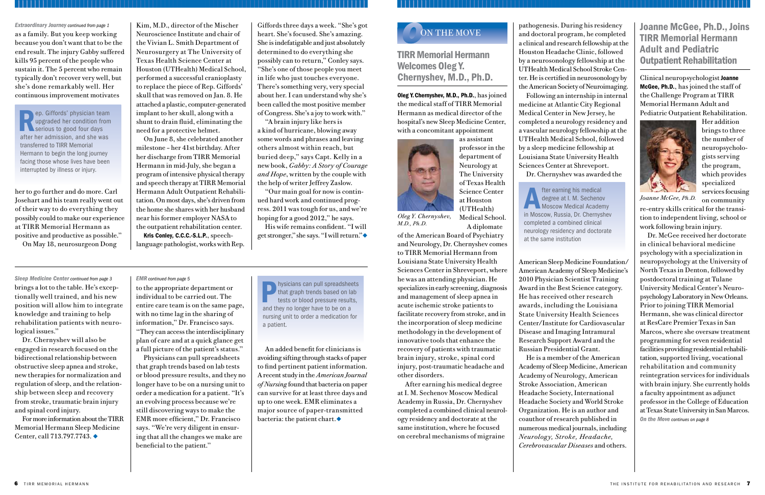*Extraordinary Journey continued from page 1*

as a family. But you keep working because you don't want that to be the end result. The injury Gabby suffered kills 95 percent of the people who sustain it. The 5 percent who remain typically don't recover very well, but she's done remarkably well. Her continuous improvement motivates her to go further and do more. Carl Josehart and his team really went out of their way to do everything they possibly could to make our experience at TIRR Memorial Hermann as positive and productive as possible."

> Rep. Giffords' physician team upgraded her condition from serious to good four days after her admission, and she was transferred to TIRR Memorial Hermann to begin the long journey facing those whose lives have been interrupted by illness or injury.

On May 18, neurosurgeon Dong Kim, M.D., director of the Mischer Neuroscience Institute and chair of the Vivian L. Smith Department of Neurosurgery at The University of Texas Health Science Center at Houston (UTHealth) Medical School, performed a successful cranioplasty to replace the piece of Rep. Giffords' skull that was removed on Jan. 8. He attached a plastic, computer-generated implant to her skull, along with a shunt to drain fluid, eliminating the need for a protective helmet.

On June 8, she celebrated another milestone – her 41st birthday. After her discharge from TIRR Memorial Hermann in mid-July, she began a program of intensive physical therapy and speech therapy at TIRR Memorial Hermann Adult Outpatient Rehabilitation. On most days, she's driven from the home she shares with her husband near his former employer NASA to the outpatient rehabilitation center.

**Kris Conley, C.C.C.-S.L.P.**, speech-language pathologist, works with Rep. Giffords three days a week. "She's got heart. She's focused. She's amazing. She is indefatigable and just absolutely determined to do everything she possibly can to return," Conley says. "She's one of those people you meet in life who just touches everyone. There's something very, very special about her. I can understand why she's been called the most positive member of Congress. She's a joy to work with."

"A brain injury like hers is a kind of hurricane, blowing away some words and phrases and leaving others almost within reach, but buried deep," says Capt. Kelly in a new book, *Gabby: A Story of Courage and Hope*, written by the couple with the help of writer Jeffrey Zaslow.

"Our main goal for now is continued hard work and continued progress. 2011 was tough for us, and we're hoping for a good 2012," he says.

His wife remains confident. "I will get stronger," she says. "I will return."◆

---

*Sleep Medicine Center continued from page 3*

brings a lot to the table. He's exceptionally well trained, and his new position will allow him to integrate knowledge and training to help rehabilitation patients with neurological issues."

Dr. Chernyshev will also be engaged in research focused on the bidirectional relationship between obstructive sleep apnea and stroke, new therapies for normalization and regulation of sleep, and the relationship between sleep and recovery from stroke, traumatic brain injury and spinal cord injury.

For more information about the TIRR Memorial Hermann Sleep Medicine Center, call 713.797.7743. ◆

---

*EMR continued from page 5*

to the appropriate department or individual to be carried out. The entire care team is on the same page, with no time lag in the sharing of information," Dr. Francisco says. "They can access the interdisciplinary plan of care and at a quick glance get a full picture of the patient's status."

Physicians can pull spreadsheets that graph trends based on lab tests or blood pressure results, and they no longer have to be on a nursing unit to order a medication for a patient. "It's an evolving process because we're still discovering ways to make the EMR more efficient," Dr. Francisco says. "We're very diligent in ensuring that all the changes we make are beneficial to the patient."

> Physicians can pull spreadsheets that graph trends based on lab tests or blood pressure results, and they no longer have to be on a nursing unit to order a medication for a patient.

An added benefit for clinicians is avoiding sifting through stacks of paper to find pertinent patient information. A recent study in the *American Journal of Nursing* found that bacteria on paper can survive for at least three days and up to one week. EMR eliminates a major source of paper-transmitted bacteria: the patient chart.◆

---

## On the Move

### TIRR Memorial Hermann Welcomes Oleg Y. Chernyshev, M.D., Ph.D.

**Oleg Y. Chernyshev, M.D., Ph.D.**, has joined the medical staff of TIRR Memorial Hermann as medical director of the hospital's new Sleep Medicine Center, with a concomitant appointment as assistant professor in the department of Neurology at The University of Texas Health Science Center at Houston (UTHealth) Medical School. A diplomate of the American Board of Psychiatry and Neurology, Dr. Chernyshev comes to TIRR Memorial Hermann from Louisiana State University Health Sciences Center in Shreveport, where he was an attending physician. He specializes in early screening, diagnosis and management of sleep apnea in acute ischemic stroke patients to facilitate recovery from stroke, and in the incorporation of sleep medicine methodology in the development of innovative tools that enhance the recovery of patients with traumatic brain injury, stroke, spinal cord injury, post-traumatic headache and other disorders.

*Oleg Y. Chernyshev, M.D., Ph.D.*

After earning his medical degree at I. M. Sechenov Moscow Medical Academy in Russia, Dr. Chernyshev completed a combined clinical neurology residency and doctorate at the same institution, where he focused on cerebral mechanisms of migraine pathogenesis. During his residency and doctoral program, he completed a clinical and research fellowship at the Houston Headache Clinic, followed by a neurosonology fellowship at the UTHealth Medical School Stroke Center. He is certified in neurosonology by the American Society of Neuroimaging.

Following an internship in internal medicine at Atlantic City Regional Medical Center in New Jersey, he completed a neurology residency and a vascular neurology fellowship at the UTHealth Medical School, followed by a sleep medicine fellowship at Louisiana State University Health Sciences Center at Shreveport.

Dr. Chernyshev was awarded the American Sleep Medicine Foundation/American Academy of Sleep Medicine's 2010 Physician Scientist Training Award in the Best Science category. He has received other research awards, including the Louisiana State University Health Sciences Center/Institute for Cardiovascular Disease and Imaging Intramural Research Support Award and the Russian Presidential Grant.

> After earning his medical degree at I. M. Sechenov Moscow Medical Academy in Moscow, Russia, Dr. Chernyshev completed a combined clinical neurology residency and doctorate at the same institution

He is a member of the American Academy of Sleep Medicine, American Academy of Neurology, American Stroke Association, American Headache Society, International Headache Society and World Stroke Organization. He is an author and coauthor of research published in numerous medical journals, including *Neurology, Stroke, Headache, Cerebrovascular Diseases* and others.

### Joanne McGee, Ph.D., Joins TIRR Memorial Hermann Adult and Pediatric Outpatient Rehabilitation

Clinical neuropsychologist **Joanne McGee, Ph.D.**, has joined the staff of the Challenge Program at TIRR Memorial Hermann Adult and Pediatric Outpatient Rehabilitation. Her addition brings to three the number of neuropsychologists serving the program, which provides specialized services focusing on community re-entry skills critical for the transition to independent living, school or work following brain injury.

*Joanne McGee, Ph.D.*

Dr. McGee received her doctorate in clinical behavioral medicine psychology with a specialization in neuropsychology at the University of North Texas in Denton, followed by postdoctoral training at Tulane University Medical Center's Neuropsychology Laboratory in New Orleans. Prior to joining TIRR Memorial Hermann, she was clinical director at ResCare Premier Texas in San Marcos, where she oversaw treatment programming for seven residential facilities providing residential rehabilitation, supported living, vocational rehabilitation and community reintegration services for individuals with brain injury. She currently holds a faculty appointment as adjunct professor in the College of Education at Texas State University in San Marcos.

*On the Move continues on page 8*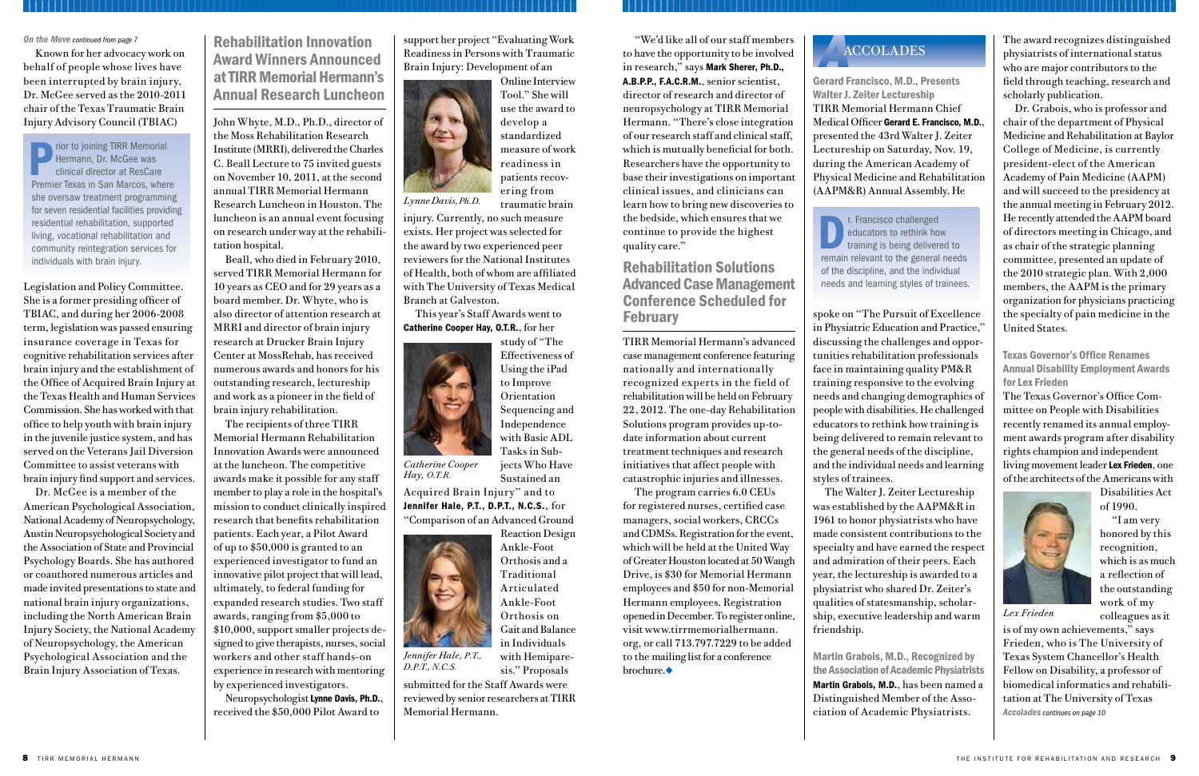*On the Move continued from page 7*

Known for her advocacy work on behalf of people whose lives have been interrupted by brain injury, Dr. McGee served as the 2010-2011 chair of the Texas Traumatic Brain Injury Advisory Council (TBIAC)

> Prior to joining TIRR Memorial Hermann, Dr. McGee was clinical director at ResCare Premier Texas in San Marcos, where she oversaw treatment programming for seven residential facilities providing residential rehabilitation, supported living, vocational rehabilitation and community reintegration services for individuals with brain injury.

Legislation and Policy Committee. She is a former presiding officer of TBIAC, and during her 2006-2008 term, legislation was passed ensuring insurance coverage in Texas for cognitive rehabilitation services after brain injury and the establishment of the Office of Acquired Brain Injury at the Texas Health and Human Services Commission. She has worked with that office to help youth with brain injury in the juvenile justice system, and has served on the Veterans Jail Diversion Committee to assist veterans with brain injury find support and services.

Dr. McGee is a member of the American Psychological Association, National Academy of Neuropsychology, Austin Neuropsychological Society and the Association of State and Provincial Psychology Boards. She has authored or coauthored numerous articles and made invited presentations to state and national brain injury organizations, including the North American Brain Injury Society, the National Academy of Neuropsychology, the American Psychological Association and the Brain Injury Association of Texas.

## Rehabilitation Innovation Award Winners Announced at TIRR Memorial Hermann's Annual Research Luncheon

John Whyte, M.D., Ph.D., director of the Moss Rehabilitation Research Institute (MRRI), delivered the Charles C. Beall Lecture to 75 invited guests on November 10, 2011, at the second annual TIRR Memorial Hermann Research Luncheon in Houston. The luncheon is an annual event focusing on research under way at the rehabilitation hospital.

Beall, who died in February 2010, served TIRR Memorial Hermann for 10 years as CEO and for 29 years as a board member. Dr. Whyte, who is also director of attention research at MRRI and director of brain injury research at Drucker Brain Injury Center at MossRehab, has received numerous awards and honors for his outstanding research, lectureship and work as a pioneer in the field of brain injury rehabilitation.

The recipients of three TIRR Memorial Hermann Rehabilitation Innovation Awards were announced at the luncheon. The competitive awards make it possible for any staff member to play a role in the hospital's mission to conduct clinically inspired research that benefits rehabilitation patients. Each year, a Pilot Award of up to $50,000 is granted to an experienced investigator to fund an innovative pilot project that will lead, ultimately, to federal funding for expanded research studies. Two staff awards, ranging from $5,000 to $10,000, support smaller projects designed to give therapists, nurses, social workers and other staff hands-on experience in research with mentoring by experienced investigators.

Neuropsychologist **Lynne Davis, Ph.D.**, received the $50,000 Pilot Award to support her project "Evaluating Work Readiness in Persons with Traumatic Brain Injury: Development of an Online Interview Tool." She will use the award to develop a standardized measure of work readiness in patients recovering from traumatic brain injury. Currently, no such measure exists. Her project was selected for the award by two experienced peer reviewers for the National Institutes of Health, both of whom are affiliated with The University of Texas Medical Branch at Galveston.

*Lynne Davis, Ph.D.*

This year's Staff Awards went to **Catherine Cooper Hay, O.T.R.**, for her study of "The Effectiveness of Using the iPad to Improve Orientation Sequencing and Independence with Basic ADL Tasks in Subjects Who Have Sustained an Acquired Brain Injury" and to **Jennifer Hale, P.T., D.P.T., N.C.S.**, for "Comparison of an Advanced Ground Reaction Design Ankle-Foot Orthosis and a Traditional Articulated Ankle-Foot Orthosis on Gait and Balance in Individuals with Hemiparesis." Proposals submitted for the Staff Awards were reviewed by senior researchers at TIRR Memorial Hermann.

*Catherine Cooper Hay, O.T.R.*

*Jennifer Hale, P.T., D.P.T., N.C.S.*

"We'd like all of our staff members to have the opportunity to be involved in research," says **Mark Sherer, Ph.D., A.B.P.P., F.A.C.R.M.**, senior scientist, director of research and director of neuropsychology at TIRR Memorial Hermann. "There's close integration of our research staff and clinical staff, which is mutually beneficial for both. Researchers have the opportunity to base their investigations on important clinical issues, and clinicians can learn how to bring new discoveries to the bedside, which ensures that we continue to provide the highest quality care."

## Rehabilitation Solutions Advanced Case Management Conference Scheduled for February

TIRR Memorial Hermann's advanced case management conference featuring nationally and internationally recognized experts in the field of rehabilitation will be held on February 22, 2012. The one-day Rehabilitation Solutions program provides up-to-date information about current treatment techniques and research initiatives that affect people with catastrophic injuries and illnesses.

The program carries 6.0 CEUs for registered nurses, certified case managers, social workers, CRCCs and CDMSs. Registration for the event, which will be held at the United Way of Greater Houston located at 50 Waugh Drive, is $30 for Memorial Hermann employees and $50 for non-Memorial Hermann employees. Registration opened in December. To register online, visit www.tirrmemorialhermann.org, or call 713.797.7229 to be added to the mailing list for a conference brochure.◆

## Accolades

### Gerard Francisco, M.D., Presents Walter J. Zeiter Lectureship

TIRR Memorial Hermann Chief Medical Officer **Gerard E. Francisco, M.D.**, presented the 43rd Walter J. Zeiter Lectureship on Saturday, Nov. 19, during the American Academy of Physical Medicine and Rehabilitation (AAPM&R) Annual Assembly. He spoke on "The Pursuit of Excellence in Physiatric Education and Practice," discussing the challenges and opportunities rehabilitation professionals face in maintaining quality PM&R training responsive to the evolving needs and changing demographics of people with disabilities. He challenged educators to rethink how training is being delivered to remain relevant to the general needs of the discipline, and the individual needs and learning styles of trainees.

> Dr. Francisco challenged educators to rethink how training is being delivered to remain relevant to the general needs of the discipline, and the individual needs and learning styles of trainees.

The Walter J. Zeiter Lectureship was established by the AAPM&R in 1961 to honor physiatrists who have made consistent contributions to the specialty and have earned the respect and admiration of their peers. Each year, the lectureship is awarded to a physiatrist who shared Dr. Zeiter's qualities of statesmanship, scholarship, executive leadership and warm friendship.

### Martin Grabois, M.D., Recognized by the Association of Academic Physiatrists

**Martin Grabois, M.D.**, has been named a Distinguished Member of the Association of Academic Physiatrists. The award recognizes distinguished physiatrists of international status who are major contributors to the field through teaching, research and scholarly publication.

Dr. Grabois, who is professor and chair of the department of Physical Medicine and Rehabilitation at Baylor College of Medicine, is currently president-elect of the American Academy of Pain Medicine (AAPM) and will succeed to the presidency at the annual meeting in February 2012. He recently attended the AAPM board of directors meeting in Chicago, and as chair of the strategic planning committee, presented an update of the 2010 strategic plan. With 2,000 members, the AAPM is the primary organization for physicians practicing the specialty of pain medicine in the United States.

### Texas Governor's Office Renames Annual Disability Employment Awards for Lex Frieden

The Texas Governor's Office Committee on People with Disabilities recently renamed its annual employment awards program after disability rights champion and independent living movement leader **Lex Frieden**, one of the architects of the Americans with Disabilities Act of 1990.

"I am very honored by this recognition, which is as much a reflection of the outstanding work of my colleagues as it is of my own achievements," says Frieden, who is The University of Texas System Chancellor's Health Fellow on Disability, a professor of biomedical informatics and rehabilitation at The University of Texas

*Lex Frieden*

*Accolades continues on page 10*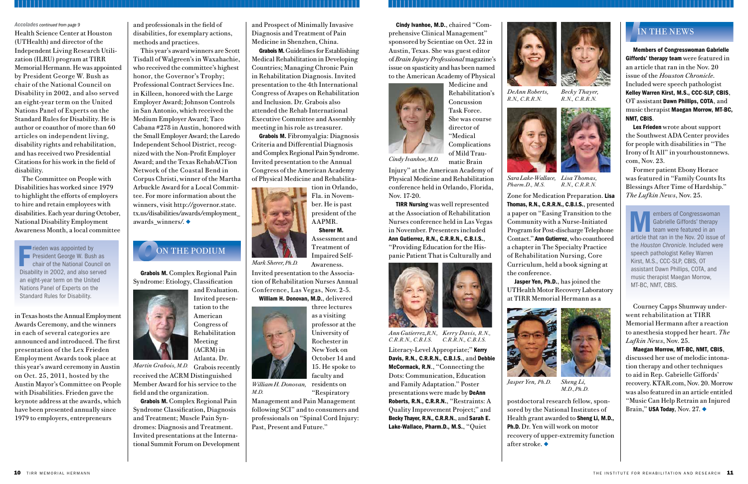*Accolades continued from page 9*

Health Science Center at Houston (UTHealth) and director of the Independent Living Research Utilization (ILRU) program at TIRR Memorial Hermann. He was appointed by President George W. Bush as chair of the National Council on Disability in 2002, and also served an eight-year term on the United Nations Panel of Experts on the Standard Rules for Disability. He is author or coauthor of more than 60 articles on independent living, disability rights and rehabilitation, and has received two Presidential Citations for his work in the field of disability.

The Committee on People with Disabilities has worked since 1979 to highlight the efforts of employers to hire and retain employees with disabilities. Each year during October, National Disability Employment Awareness Month, a local committee in Texas hosts the Annual Employment Awards Ceremony, and the winners in each of several categories are announced and introduced. The first presentation of the Lex Frieden Employment Awards took place at this year's award ceremony in Austin on Oct. 25, 2011, hosted by the Austin Mayor's Committee on People with Disabilities. Frieden gave the keynote address at the awards, which have been presented annually since 1979 to employers, entrepreneurs and professionals in the field of disabilities, for exemplary actions, methods and practices.

> Frieden was appointed by President George W. Bush as chair of the National Council on Disability in 2002, and also served an eight-year term on the United Nations Panel of Experts on the Standard Rules for Disability.

This year's award winners are Scott Tisdall of Walgreen's in Waxahachie, who received the committee's highest honor, the Governor's Trophy; Professional Contract Services Inc. in Killeen, honored with the Large Employer Award; Johnson Controls in San Antonio, which received the Medium Employer Award; Taco Cabana #278 in Austin, honored with the Small Employer Award; the Laredo Independent School District, recognized with the Non-Profit Employer Award; and the Texas RehabACTion Network of the Coastal Bend in Corpus Christi, winner of the Martha Arbuckle Award for a Local Committee. For more information about the winners, visit http://governor.state.tx.us/disabilities/awards/employment_awards_winners/. ◆

## On the Podium

**Grabois M.** Complex Regional Pain Syndrome: Etiology, Classification and Evaluation. Invited presentation to the American Congress of Rehabilitation Meeting (ACRM) in Atlanta. Dr. Grabois recently received the ACRM Distinguished Member Award for his service to the field and the organization.

*Martin Grabois, M.D.*

**Grabois M.** Complex Regional Pain Syndrome Classification, Diagnosis and Treatment; Muscle Pain Syndromes: Diagnosis and Treatment. Invited presentations at the International Summit Forum on Development and Prospect of Minimally Invasive Diagnosis and Treatment of Pain Medicine in Shenzhen, China.

**Grabois M.** Guidelines for Establishing Medical Rehabilitation in Developing Countries; Managing Chronic Pain in Rehabilitation Diagnosis. Invited presentation to the 4th International Congress of Avapes on Rehabilitation and Inclusion. Dr. Grabois also attended the Rehab International Executive Committee and Assembly meeting in his role as treasurer.

**Grabois M.** Fibromyalgia: Diagnosis Criteria and Differential Diagnosis and Complex Regional Pain Syndrome. Invited presentation to the Annual Congress of the American Academy of Physical Medicine and Rehabilitation in Orlando, Fla. in November. He is past president of the AAPMR.

*Mark Sherer, Ph.D.*

**Sherer M.** Assessment and Treatment of Impaired Self-Awareness. Invited presentation to the Association of Rehabilitation Nurses Annual Conference, Las Vegas, Nov. 2-5.

**William H. Donovan, M.D.**, delivered three lectures as a visiting professor at the University of Rochester in New York on October 14 and 15. He spoke to faculty and residents on "Respiratory Management and Pain Management following SCI" and to consumers and professionals on "Spinal Cord Injury: Past, Present and Future."

*William H. Donovan, M.D.*

**Cindy Ivanhoe, M.D.**, chaired "Comprehensive Clinical Management" sponsored by Scientiae on Oct. 22 in Austin, Texas. She was guest editor of *Brain Injury Professional* magazine's issue on spasticity and has been named to the American Academy of Physical Medicine and Rehabilitation's Concussion Task Force. She was course director of "Medical Complications of Mild Traumatic Brain Injury" at the American Academy of Physical Medicine and Rehabilitation conference held in Orlando, Florida, Nov. 17-20.

*Cindy Ivanhoe, M.D.*

**TIRR Nursing** was well represented at the Association of Rehabilitation Nurses conference held in Las Vegas in November. Presenters included **Ann Gutierrez, R.N., C.R.R.N., C.B.I.S.**, "Providing Education for the Hispanic Patient That is Culturally and Literacy-Level Appropriate;" **Kerry Davis, R.N., C.R.R.N., C.B.I.S.**, and **Debbie McCormack, R.N.**, "Connecting the Dots: Communication, Education and Family Adaptation." Poster presentations were made by **DeAnn Roberts, R.N., C.R.R.N.**, "Restraints: A Quality Improvement Project;" and **Becky Thayer, R.N., C.R.R.N.**, and **Sarah E. Lake-Wallace, Pharm.D., M.S.**, "Quiet Zone for Medication Preparation. **Lisa Thomas, R.N., C.R.R.N., C.B.I.S.**, presented a paper on "Easing Transition to the Community with a Nurse-Initiated Program for Post-discharge Telephone Contact." **Ann Gutierrez**, who coauthored a chapter in The Specialty Practice of Rehabilitation Nursing, Core Curriculum, held a book signing at the conference.

*Ann Gutierrez, R.N., C.B.I.S.* *Kerry Davis, R.N., C.R.R.N., C.B.I.S.*

*DeAnn Roberts, R.N., C.R.R.N.* *Becky Thayer, R.N., C.R.R.N.*

*Sara Lake-Wallace, Pharm.D., M.S.* *Lisa Thomas, R.N., C.R.R.N.*

**Jasper Yen, Ph.D.**, has joined the UTHealth Motor Recovery Laboratory at TIRR Memorial Hermann as a postdoctoral research fellow, sponsored by the National Institutes of Health grant awarded to **Sheng Li, M.D., Ph.D.** Dr. Yen will work on motor recovery of upper-extremity function after stroke. ◆

*Jasper Yen, Ph.D.* *Sheng Li, M.D., Ph.D.*

## In the News

**Members of Congresswoman Gabrielle Giffords' therapy team** were featured in an article that ran in the Nov. 20 issue of the *Houston Chronicle*. Included were speech pathologist **Kelley Warren Kirst, M.S., CCC-SLP, CBIS**, OT assistant **Dawn Phillips, COTA**, and music therapist **Maegan Morrow, MT-BC, NMT, CBIS**.

**Lex Frieden** wrote about support the Southwest ADA Center provides for people with disabilities in "The Irony of It All" in yourhoustonnews.com, Nov. 23.

Former patient Ebony Horace was featured in "Family Counts Its Blessings After Time of Hardship." *The Lufkin News*, Nov. 25.

> Members of Congresswoman Gabrielle Giffords' therapy team were featured in an article that ran in the Nov. 20 issue of the *Houston Chronicle*. Included were speech pathologist Kelley Warren Kirst, M.S., CCC-SLP, CBIS, OT assistant Dawn Phillips, COTA, and music therapist Maegan Morrow, MT-BC, NMT, CBIS.

Courney Capps Shumway underwent rehabilitation at TIRR Memorial Hermann after a reaction to anesthesia stopped her heart. *The Lufkin News*, Nov. 25.

**Maegan Morrow, MT-BC, NMT, CBIS**, discussed her use of melodic intonation therapy and other techniques to aid in Rep. Gabrielle Giffords' recovery. KTAR.com, Nov. 20. Morrow was also featured in an article entitled "Music Can Help Retrain an Injured Brain," **USA Today**, Nov. 27. ◆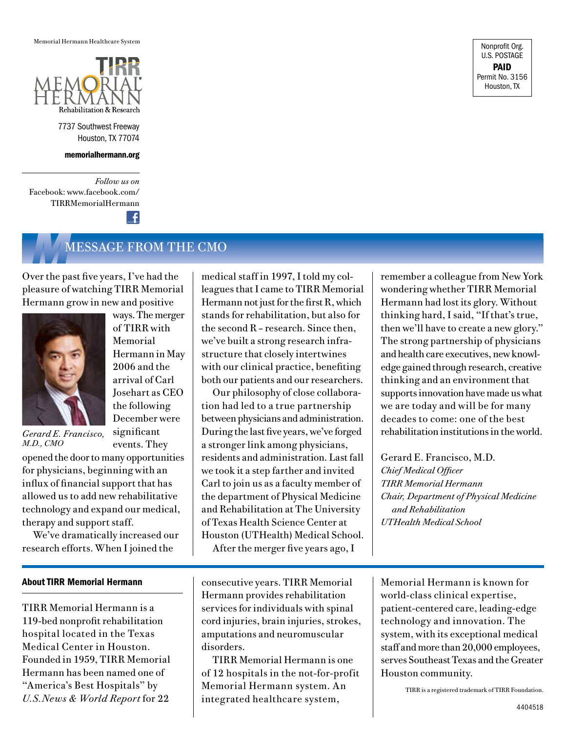Memorial Hermann Healthcare System

TIRR MEMORIAL HERMANN
Rehabilitation & Research

7737 Southwest Freeway
Houston, TX 77074

**memorialhermann.org**

*Follow us on*
Facebook: www.facebook.com/TIRRMemorialHermann

Nonprofit Org.
U.S. POSTAGE
**PAID**
Permit No. 3156
Houston, TX

## MESSAGE FROM THE CMO

Over the past five years, I've had the pleasure of watching TIRR Memorial Hermann grow in new and positive ways. The merger of TIRR with Memorial Hermann in May 2006 and the arrival of Carl Josehart as CEO the following December were significant events. They opened the door to many opportunities for physicians, beginning with an influx of financial support that has allowed us to add new rehabilitative technology and expand our medical, therapy and support staff.

*Gerard E. Francisco, M.D., CMO*

We've dramatically increased our research efforts. When I joined the medical staff in 1997, I told my colleagues that I came to TIRR Memorial Hermann not just for the first R, which stands for rehabilitation, but also for the second R – research. Since then, we've built a strong research infrastructure that closely intertwines with our clinical practice, benefiting both our patients and our researchers.

Our philosophy of close collaboration had led to a true partnership between physicians and administration. During the last five years, we've forged a stronger link among physicians, residents and administration. Last fall we took it a step farther and invited Carl to join us as a faculty member of the department of Physical Medicine and Rehabilitation at The University of Texas Health Science Center at Houston (UTHealth) Medical School.

After the merger five years ago, I remember a colleague from New York wondering whether TIRR Memorial Hermann had lost its glory. Without thinking hard, I said, "If that's true, then we'll have to create a new glory." The strong partnership of physicians and health care executives, new knowledge gained through research, creative thinking and an environment that supports innovation have made us what we are today and will be for many decades to come: one of the best rehabilitation institutions in the world.

Gerard E. Francisco, M.D.
*Chief Medical Officer*
*TIRR Memorial Hermann*
*Chair, Department of Physical Medicine and Rehabilitation*
*UTHealth Medical School*

### About TIRR Memorial Hermann

TIRR Memorial Hermann is a 119-bed nonprofit rehabilitation hospital located in the Texas Medical Center in Houston. Founded in 1959, TIRR Memorial Hermann has been named one of "America's Best Hospitals" by *U.S.News & World Report* for 22 consecutive years. TIRR Memorial Hermann provides rehabilitation services for individuals with spinal cord injuries, brain injuries, strokes, amputations and neuromuscular disorders.

TIRR Memorial Hermann is one of 12 hospitals in the not-for-profit Memorial Hermann system. An integrated healthcare system, Memorial Hermann is known for world-class clinical expertise, patient-centered care, leading-edge technology and innovation. The system, with its exceptional medical staff and more than 20,000 employees, serves Southeast Texas and the Greater Houston community.

TIRR is a registered trademark of TIRR Foundation.

4404518